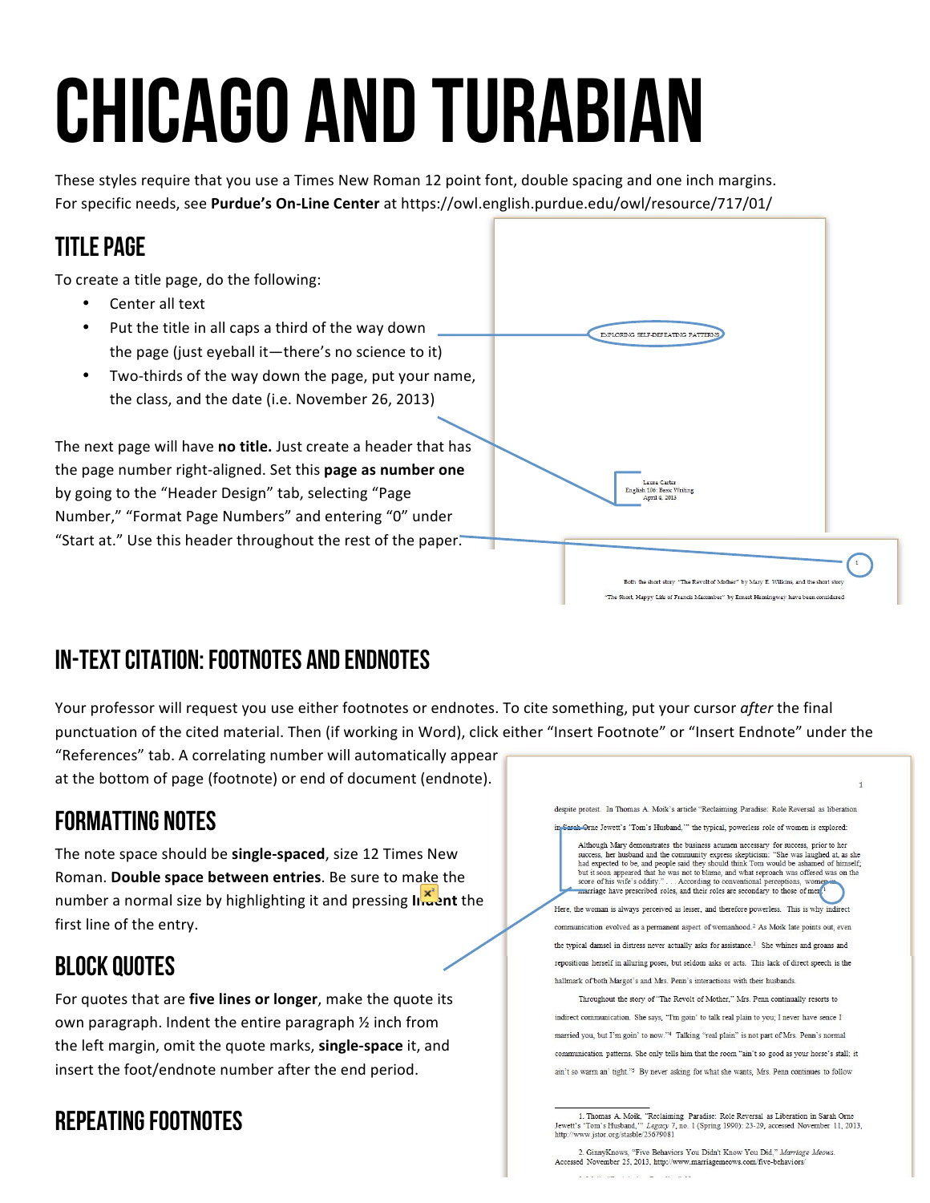# CHICAGO AND TURABIAN

These styles require that you use a Times New Roman 12 point font, double spacing and one inch margins. For specific needs, see **Purdue's On-Line Center** at https://owl.english.purdue.edu/owl/resource/717/01/

## TITLE PAGE

To create a title page, do the following:

- Center all text
- Put the title in all caps a third of the way down the page (just eyeball it—there's no science to it)
- Two-thirds of the way down the page, put your name, the class, and the date (i.e. November 26, 2013)

The next page will have **no title.** Just create a header that has the page number right-aligned. Set this **page as number one** by going to the "Header Design" tab, selecting "Page Number," "Format Page Numbers" and entering "0" under "Start at." Use this header throughout the rest of the paper.

## IN-TEXT CITATION: FOOTNOTES AND ENDNOTES

Your professor will request you use either footnotes or endnotes. To cite something, put your cursor *after* the final punctuation of the cited material. Then (if working in Word), click either "Insert Footnote" or "Insert Endnote" under the "References" tab. A correlating number will automatically appear at the bottom of page (footnote) or end of document (endnote).

## FORMATTING NOTES

The note space should be **single-spaced**, size 12 Times New Roman. **Double space between entries**. Be sure to make the number a normal size by highlighting it and pressing **Indent** the first line of the entry.

## BLOCK QUOTES

For quotes that are **five lines or longer**, make the quote its own paragraph. Indent the entire paragraph ½ inch from the left margin, omit the quote marks, **single-space** it, and insert the foot/endnote number after the end period.

## REPEATING FOOTNOTES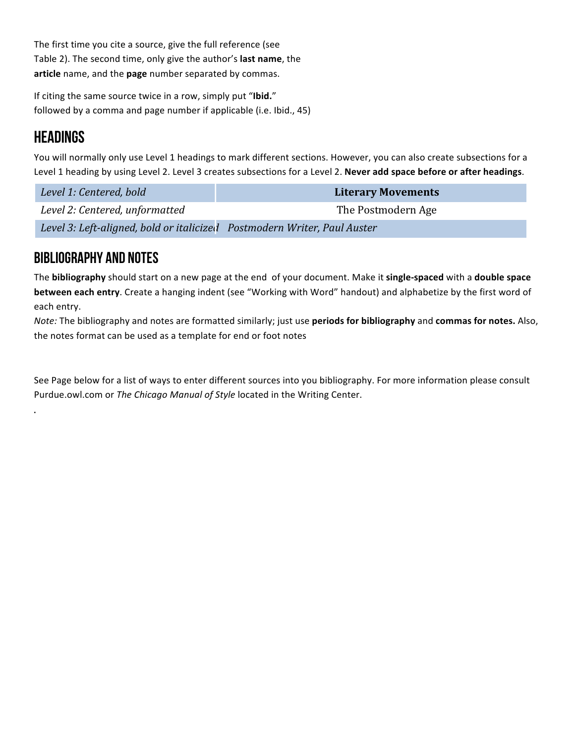The first time you cite a source, give the full reference (see Table 2). The second time, only give the author's **last name**, the **article** name, and the **page** number separated by commas.

If citing the same source twice in a row, simply put "**Ibid.**" followed by a comma and page number if applicable (i.e. Ibid., 45)

## Headings

You will normally only use Level 1 headings to mark different sections. However, you can also create subsections for a Level 1 heading by using Level 2. Level 3 creates subsections for a Level 2. **Never add space before or after headings**.

| | |
|---|---|
| *Level 1: Centered, bold* | **Literary Movements** |
| *Level 2: Centered, unformatted* | The Postmodern Age |
| *Level 3: Left-aligned, bold or italicized* | *Postmodern Writer, Paul Auster* |

## Bibliography and Notes

The **bibliography** should start on a new page at the end of your document. Make it **single-spaced** with a **double space between each entry**. Create a hanging indent (see "Working with Word" handout) and alphabetize by the first word of each entry.

*Note:* The bibliography and notes are formatted similarly; just use **periods for bibliography** and **commas for notes.** Also, the notes format can be used as a template for end or foot notes

See Page below for a list of ways to enter different sources into you bibliography. For more information please consult Purdue.owl.com or *The Chicago Manual of Style* located in the Writing Center.

.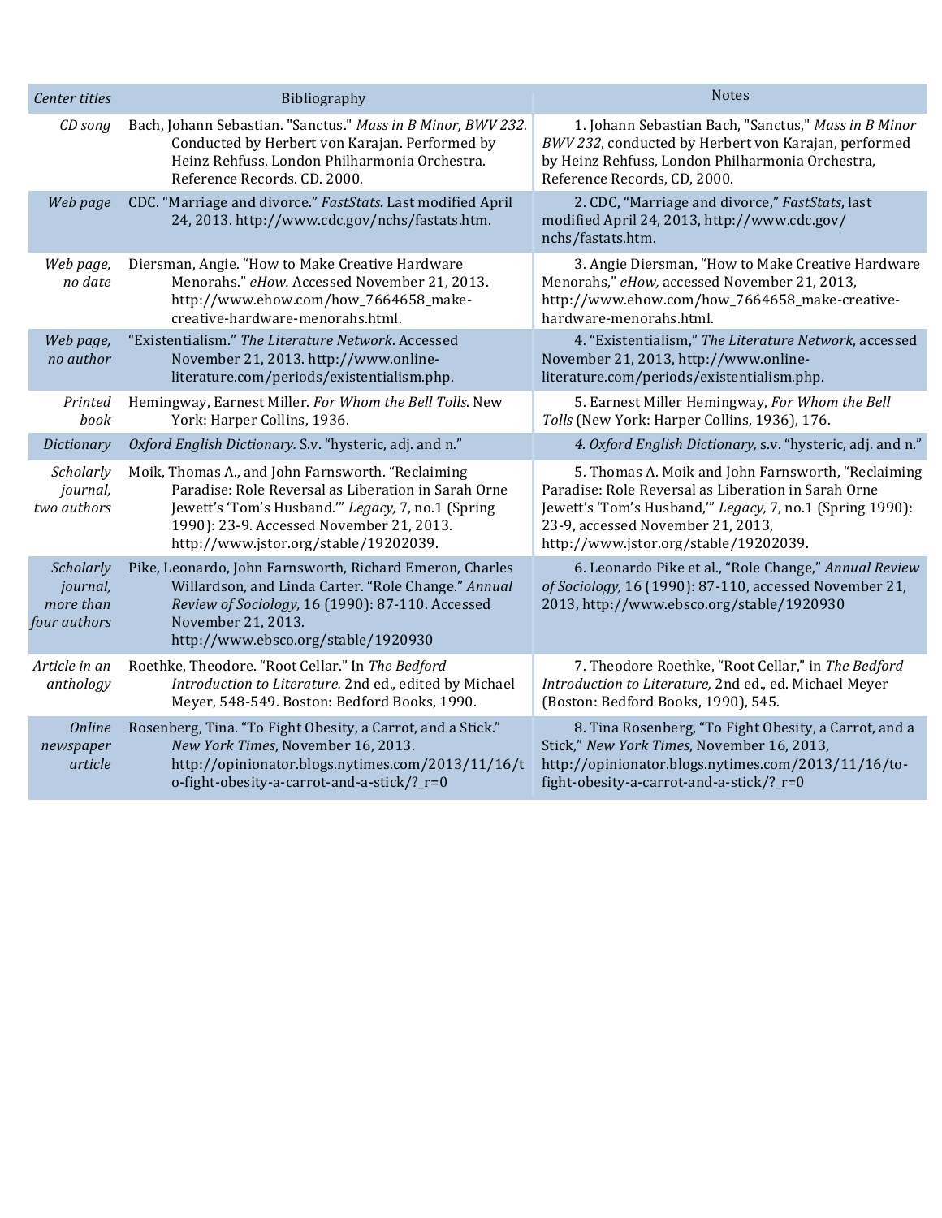| *Center titles* | Bibliography | Notes |
|---|---|---|
| *CD song* | Bach, Johann Sebastian. "Sanctus." *Mass in B Minor, BWV 232.* Conducted by Herbert von Karajan. Performed by Heinz Rehfuss. London Philharmonia Orchestra. Reference Records. CD. 2000. | 1. Johann Sebastian Bach, "Sanctus," *Mass in B Minor BWV 232*, conducted by Herbert von Karajan, performed by Heinz Rehfuss, London Philharmonia Orchestra, Reference Records, CD, 2000. |
| *Web page* | CDC. "Marriage and divorce." *FastStats.* Last modified April 24, 2013. http://www.cdc.gov/nchs/fastats.htm. | 2. CDC, "Marriage and divorce," *FastStats*, last modified April 24, 2013, http://www.cdc.gov/ nchs/fastats.htm. |
| *Web page, no date* | Diersman, Angie. "How to Make Creative Hardware Menorahs." *eHow.* Accessed November 21, 2013. http://www.ehow.com/how_7664658_make-creative-hardware-menorahs.html. | 3. Angie Diersman, "How to Make Creative Hardware Menorahs," *eHow,* accessed November 21, 2013, http://www.ehow.com/how_7664658_make-creative-hardware-menorahs.html. |
| *Web page, no author* | "Existentialism." *The Literature Network.* Accessed November 21, 2013. http://www.online-literature.com/periods/existentialism.php. | 4. "Existentialism," *The Literature Network*, accessed November 21, 2013, http://www.online-literature.com/periods/existentialism.php. |
| *Printed book* | Hemingway, Earnest Miller. *For Whom the Bell Tolls.* New York: Harper Collins, 1936. | 5. Earnest Miller Hemingway, *For Whom the Bell Tolls* (New York: Harper Collins, 1936), 176. |
| *Dictionary* | *Oxford English Dictionary.* S.v. "hysteric, adj. and n." | *4. Oxford English Dictionary,* s.v. "hysteric, adj. and n." |
| *Scholarly journal, two authors* | Moik, Thomas A., and John Farnsworth. "Reclaiming Paradise: Role Reversal as Liberation in Sarah Orne Jewett's 'Tom's Husband.'" *Legacy,* 7, no.1 (Spring 1990): 23-9. Accessed November 21, 2013. http://www.jstor.org/stable/19202039. | 5. Thomas A. Moik and John Farnsworth, "Reclaiming Paradise: Role Reversal as Liberation in Sarah Orne Jewett's 'Tom's Husband,'" *Legacy,* 7, no.1 (Spring 1990): 23-9, accessed November 21, 2013, http://www.jstor.org/stable/19202039. |
| *Scholarly journal, more than four authors* | Pike, Leonardo, John Farnsworth, Richard Emeron, Charles Willardson, and Linda Carter. "Role Change." *Annual Review of Sociology,* 16 (1990): 87-110. Accessed November 21, 2013. http://www.ebsco.org/stable/1920930 | 6. Leonardo Pike et al., "Role Change," *Annual Review of Sociology,* 16 (1990): 87-110, accessed November 21, 2013, http://www.ebsco.org/stable/1920930 |
| *Article in an anthology* | Roethke, Theodore. "Root Cellar." In *The Bedford Introduction to Literature.* 2nd ed., edited by Michael Meyer, 548-549. Boston: Bedford Books, 1990. | 7. Theodore Roethke, "Root Cellar," in *The Bedford Introduction to Literature,* 2nd ed., ed. Michael Meyer (Boston: Bedford Books, 1990), 545. |
| *Online newspaper article* | Rosenberg, Tina. "To Fight Obesity, a Carrot, and a Stick." *New York Times*, November 16, 2013. http://opinionator.blogs.nytimes.com/2013/11/16/to-fight-obesity-a-carrot-and-a-stick/?_r=0 | 8. Tina Rosenberg, "To Fight Obesity, a Carrot, and a Stick," *New York Times*, November 16, 2013, http://opinionator.blogs.nytimes.com/2013/11/16/to-fight-obesity-a-carrot-and-a-stick/?_r=0 |